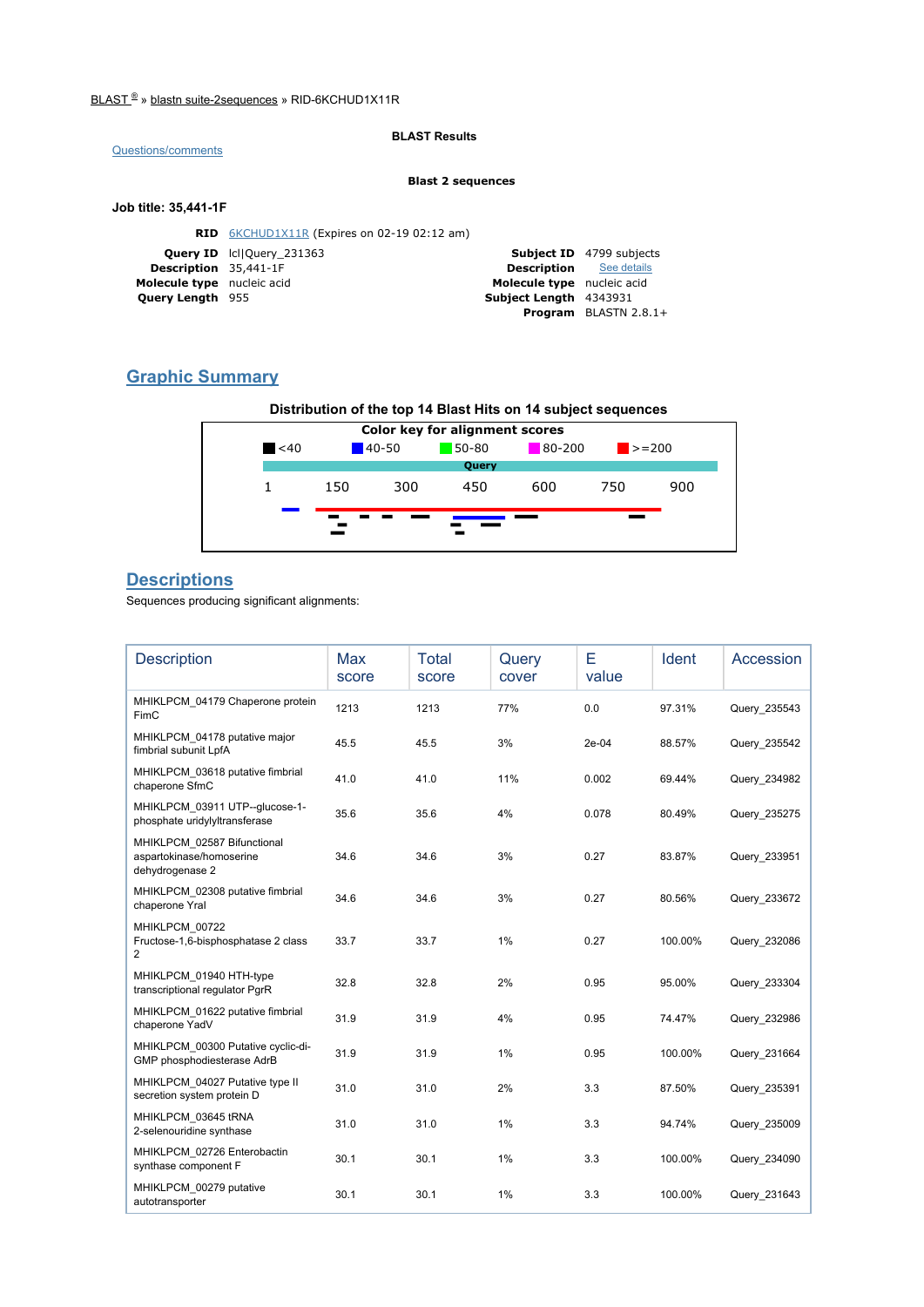BLAST® » blastn suite-2sequences » RID-6KCHUD1X11R

**BLAST Results**

Questions/comments

**Blast 2 sequences**

**Job title: 35,441-1F**

**RID** 6KCHUD1X11R (Expires on 02-19 02:12 am)

**Query ID** lcl|Query_231363
**Description** 35,441-1F
**Molecule type** nucleic acid
**Query Length** 955

**Subject ID** 4799 subjects
**Description** See details
**Molecule type** nucleic acid
**Subject Length** 4343931
**Program** BLASTN 2.8.1+

## Graphic Summary

**Distribution of the top 14 Blast Hits on 14 subject sequences**

**Color key for alignment scores**

<40 | 40-50 | 50-80 | 80-200 | >=200

Query

1 150 300 450 600 750 900

## Descriptions

Sequences producing significant alignments:

| Description | Max score | Total score | Query cover | E value | Ident | Accession |
|---|---|---|---|---|---|---|
| MHIKLPCM_04179 Chaperone protein FimC | 1213 | 1213 | 77% | 0.0 | 97.31% | Query_235543 |
| MHIKLPCM_04178 putative major fimbrial subunit LpfA | 45.5 | 45.5 | 3% | 2e-04 | 88.57% | Query_235542 |
| MHIKLPCM_03618 putative fimbrial chaperone SfmC | 41.0 | 41.0 | 11% | 0.002 | 69.44% | Query_234982 |
| MHIKLPCM_03911 UTP--glucose-1-phosphate uridylyltransferase | 35.6 | 35.6 | 4% | 0.078 | 80.49% | Query_235275 |
| MHIKLPCM_02587 Bifunctional aspartokinase/homoserine dehydrogenase 2 | 34.6 | 34.6 | 3% | 0.27 | 83.87% | Query_233951 |
| MHIKLPCM_02308 putative fimbrial chaperone YraI | 34.6 | 34.6 | 3% | 0.27 | 80.56% | Query_233672 |
| MHIKLPCM_00722 Fructose-1,6-bisphosphatase 2 class 2 | 33.7 | 33.7 | 1% | 0.27 | 100.00% | Query_232086 |
| MHIKLPCM_01940 HTH-type transcriptional regulator PgrR | 32.8 | 32.8 | 2% | 0.95 | 95.00% | Query_233304 |
| MHIKLPCM_01622 putative fimbrial chaperone YadV | 31.9 | 31.9 | 4% | 0.95 | 74.47% | Query_232986 |
| MHIKLPCM_00300 Putative cyclic-di-GMP phosphodiesterase AdrB | 31.9 | 31.9 | 1% | 0.95 | 100.00% | Query_231664 |
| MHIKLPCM_04027 Putative type II secretion system protein D | 31.0 | 31.0 | 2% | 3.3 | 87.50% | Query_235391 |
| MHIKLPCM_03645 tRNA 2-selenouridine synthase | 31.0 | 31.0 | 1% | 3.3 | 94.74% | Query_235009 |
| MHIKLPCM_02726 Enterobactin synthase component F | 30.1 | 30.1 | 1% | 3.3 | 100.00% | Query_234090 |
| MHIKLPCM_00279 putative autotransporter | 30.1 | 30.1 | 1% | 3.3 | 100.00% | Query_231643 |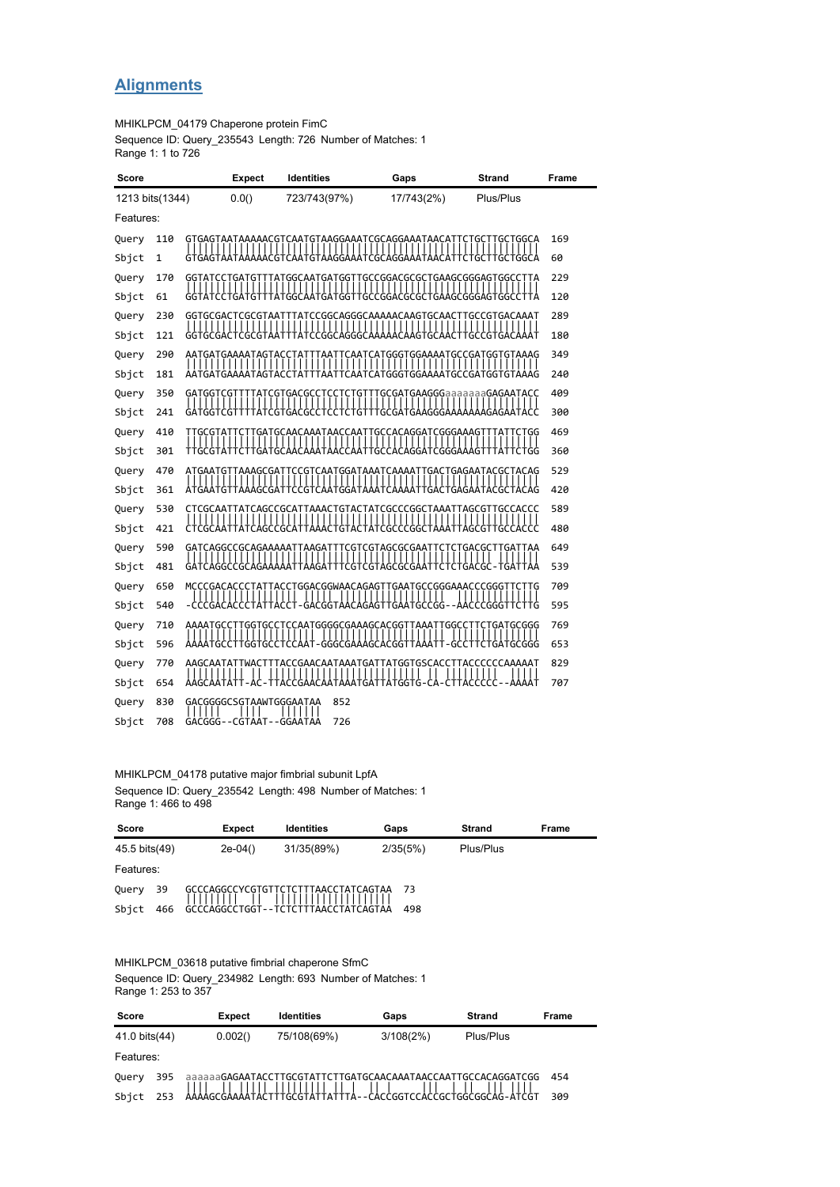## Alignments

MHIKLPCM_04179 Chaperone protein FimC
Sequence ID: Query_235543 Length: 726 Number of Matches: 1
Range 1: 1 to 726

| Score | Expect | Identities | Gaps | Strand | Frame |
|---|---|---|---|---|---|
| 1213 bits(1344) | 0.0() | 723/743(97%) | 17/743(2%) | Plus/Plus | |

Features:

```
Query  110  GTGAGTAATAAAAACGTCAATGTAAGGAAATCGCAGGAAATAACATTCTGCTTGCTGGCA  169
            ||||||||||||||||||||||||||||||||||||||||||||||||||||||||||||
Sbjct  1    GTGAGTAATAAAAACGTCAATGTAAGGAAATCGCAGGAAATAACATTCTGCTTGCTGGCA  60

Query  170  GGTATCCTGATGTTTATGGCAATGATGGTTGCCGGACGCGCTGAAGCGGGAGTGGCCTTA  229
            ||||||||||||||||||||||||||||||||||||||||||||||||||||||||||||
Sbjct  61   GGTATCCTGATGTTTATGGCAATGATGGTTGCCGGACGCGCTGAAGCGGGAGTGGCCTTA  120

Query  230  GGTGCGACTCGCGTAATTTATCCGGCAGGGCAAAAACAAGTGCAACTTGCCGTGACAAAT  289
            ||||||||||||||||||||||||||||||||||||||||||||||||||||||||||||
Sbjct  121  GGTGCGACTCGCGTAATTTATCCGGCAGGGCAAAAACAAGTGCAACTTGCCGTGACAAAT  180

Query  290  AATGATGAAAATAGTACCTATTTAATTCAATCATGGGTGGAAAATGCCGATGGTGTAAAG  349
            ||||||||||||||||||||||||||||||||||||||||||||||||||||||||||||
Sbjct  181  AATGATGAAAATAGTACCTATTTAATTCAATCATGGGTGGAAAATGCCGATGGTGTAAAG  240

Query  350  GATGGTCGTTTTATCGTGACGCCTCCTCTGTTTGCGATGAAGGGaaaaaaaGAGAATACC  409
            ||||||||||||||||||||||||||||||||||||||||||||||||||||||||||||
Sbjct  241  GATGGTCGTTTTATCGTGACGCCTCCTCTGTTTGCGATGAAGGGAAAAAAAGAGAATACC  300

Query  410  TTGCGTATTCTTGATGCAACAAATAACCAATTGCCACAGGATCGGGAAAGTTTATTCTGG  469
            ||||||||||||||||||||||||||||||||||||||||||||||||||||||||||||
Sbjct  301  TTGCGTATTCTTGATGCAACAAATAACCAATTGCCACAGGATCGGGAAAGTTTATTCTGG  360

Query  470  ATGAATGTTAAAGCGATTCCGTCAATGGATAAATCAAAATTGACTGAGAATACGCTACAG  529
            ||||||||||||||||||||||||||||||||||||||||||||||||||||||||||||
Sbjct  361  ATGAATGTTAAAGCGATTCCGTCAATGGATAAATCAAAATTGACTGAGAATACGCTACAG  420

Query  530  CTCGCAATTATCAGCCGCATTAAACTGTACTATCGCCCGGCTAAATTAGCGTTGCCACCC  589
            ||||||||||||||||||||||||||||||||||||||||||||||||||||||||||||
Sbjct  421  CTCGCAATTATCAGCCGCATTAAACTGTACTATCGCCCGGCTAAATTAGCGTTGCCACCC  480

Query  590  GATCAGGCCGCAGAAAAATTAAGATTTCGTCGTAGCGCGAATTCTCTGACGCTTGATTAA  649
            |||||||||||||||||||||||||||||||||||||||||||||||||||| |||||||
Sbjct  481  GATCAGGCCGCAGAAAAATTAAGATTTCGTCGTAGCGCGAATTCTCTGACGC-TGATTAA  539

Query  650  MCCCGACACCCTATTACCTGGACGGWAACAGAGTTGAATGCCGGGAAACCCGGGTTCTTG  709
             |||||||||||||||| ||||| ||||||||||||||||||||  ||||||||||||||
Sbjct  540  -CCCGACACCCTATTACCT-GACGGTAACAGAGTTGAATGCCGG--AACCCGGGTTCTTG  595

Query  710  AAAATGCCTTGGTGCCTCCAATGGGGCGAAAGCACGGTTAAATTGGCCTTCTGATGCGGG  769
            |||||||||||||||||||||| |||||||||||||||||||| ||||||||||||||||
Sbjct  596  AAAATGCCTTGGTGCCTCCAAT-GGGCGAAAGCACGGTTAAATT-GCCTTCTGATGCGGG  653

Query  770  AAGCAATATTWACTTTACCGAACAATAAATGATTATGGTGSCACCTTACCCCCCAAAAAT  829
            ||||||||| || ||||||||||||||||||||||||||| || ||||||||  ||||
Sbjct  654  AAGCAATATT-AC-TTACCGAACAATAAATGATTATGGTG-CA-CTTACCCCC--AAAAT  707

Query  830  GACGGGGCSGTAAWTGGGAATAA  852
            ||||||  ||||  |||||||
Sbjct  708  GACGGG--CGTAAT--GGAATAA  726
```

MHIKLPCM_04178 putative major fimbrial subunit LpfA
Sequence ID: Query_235542 Length: 498 Number of Matches: 1
Range 1: 466 to 498

| Score | Expect | Identities | Gaps | Strand | Frame |
|---|---|---|---|---|---|
| 45.5 bits(49) | 2e-04() | 31/35(89%) | 2/35(5%) | Plus/Plus | |

Features:

```
Query  39   GCCCAGGCCYCGTGTTCTCTTTAACCTATCAGTAA  73
            ||||||||| ||   ||||||||||||||||||||
Sbjct  466  GCCCAGGCCTGGT--TCTCTTTAACCTATCAGTAA  498
```

MHIKLPCM_03618 putative fimbrial chaperone SfmC
Sequence ID: Query_234982 Length: 693 Number of Matches: 1
Range 1: 253 to 357

| Score | Expect | Identities | Gaps | Strand | Frame |
|---|---|---|---|---|---|
| 41.0 bits(44) | 0.002() | 75/108(69%) | 3/108(2%) | Plus/Plus | |

Features:

```
Query  395  aaaaaaGAGAATACCTTGCGTATTCTTGATGCAACAAATAACCAATTGCCACAGGATCGG  454
            ||||  | ||||| ||||||||| || |   |||  |  || |||  ||| ||| ||||
Sbjct  253  AAAAGCGAAAATACTTTGCGTATTATTTA--CACCGGTCCACCGCTGGCGGCAG-ATCGT  309
```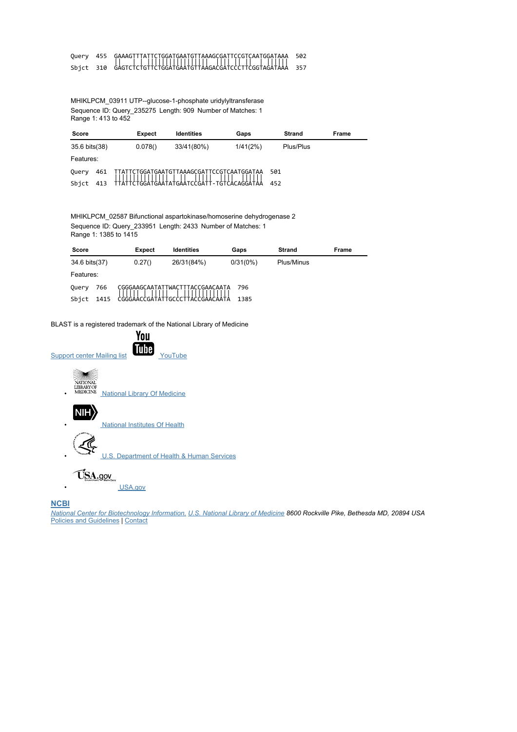```
Query  455   GAAAGTTTATTCTGGATGAATGTTAAAGCGATTCCGTCAATGGATAAA  502
             ||    | |  |||||||||||||||||||   ||||  || ||   | ||||||
Sbjct  310   GAGTCTCTGTTCTGGATGAATGTTAAGACGATCCCTTCGGTAGATAAA  357
```

MHIKLPCM_03911 UTP--glucose-1-phosphate uridylyltransferase
Sequence ID: Query_235275 Length: 909 Number of Matches: 1
Range 1: 413 to 452

| Score | Expect | Identities | Gaps | Strand | Frame |
| --- | --- | --- | --- | --- | --- |
| 35.6 bits(38) | 0.078() | 33/41(80%) | 1/41(2%) | Plus/Plus | |

Features:

```
Query  461   TTATTCTGGATGAATGTTAAAGCGATTCCGTCAATGGATAA  501
             ||||||||||||||| | ||  |||||   ||||  ||||||
Sbjct  413   TTATTCTGGATGAATATGAATCCGATT-TGTCACAGGATAA  452
```

MHIKLPCM_02587 Bifunctional aspartokinase/homoserine dehydrogenase 2
Sequence ID: Query_233951 Length: 2433 Number of Matches: 1
Range 1: 1385 to 1415

| Score | Expect | Identities | Gaps | Strand | Frame |
| --- | --- | --- | --- | --- | --- |
| 34.6 bits(37) | 0.27() | 26/31(84%) | 0/31(0%) | Plus/Minus | |

Features:

```
Query  766   CGGGAAGCAATATTWACTTTACCGAACAATA  796
             |||||| | |||||   |||||||||||||
Sbjct  1415  CGGGAACCGATATTGCCCTTACCGAACAATA  1385
```

BLAST is a registered trademark of the National Library of Medicine

Support center Mailing list YouTube

- National Library Of Medicine
- National Institutes Of Health
- U.S. Department of Health & Human Services
- USA.gov

**NCBI**

*National Center for Biotechnology Information, U.S. National Library of Medicine 8600 Rockville Pike, Bethesda MD, 20894 USA*
Policies and Guidelines | Contact